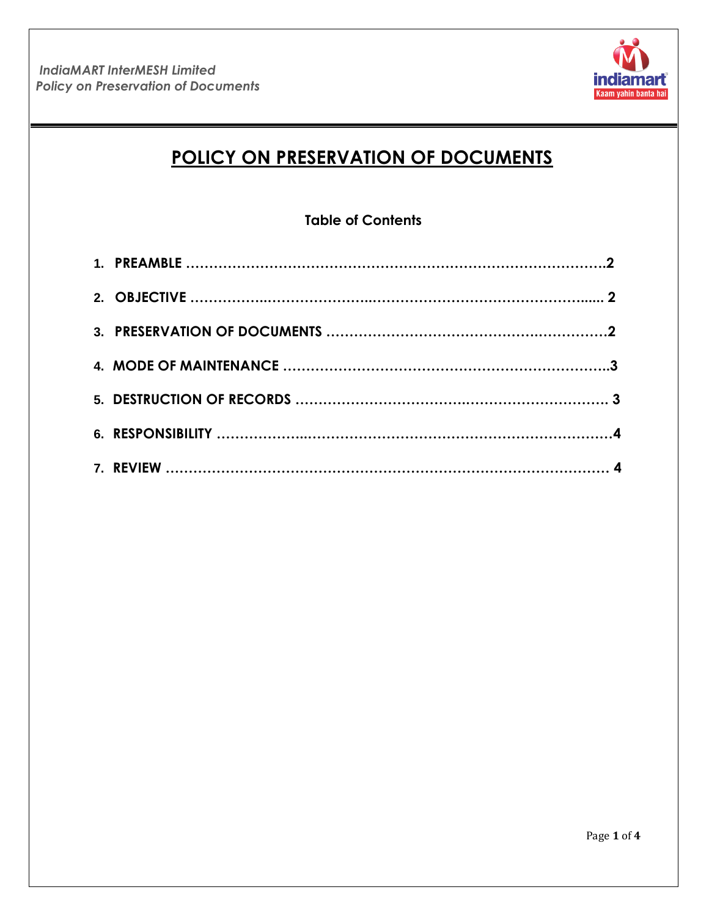# POLICY ON PRESERVATION OF DOCUMENTS

**Table of Contents**

1. **PREAMBLE ……………………………………………………………………………….2**
2. **OBJECTIVE ……………..…………………….………………………………………...... 2**
3. **PRESERVATION OF DOCUMENTS ……………………………………….…………….2**
4. **MODE OF MAINTENANCE ………………………………………………………………..3**
5. **DESTRUCTION OF RECORDS …………………………….……………………………. 3**
6. **RESPONSIBILITY ………………..…………………………………………………………4**
7. **REVIEW ……………………………………………………………………………………. 4**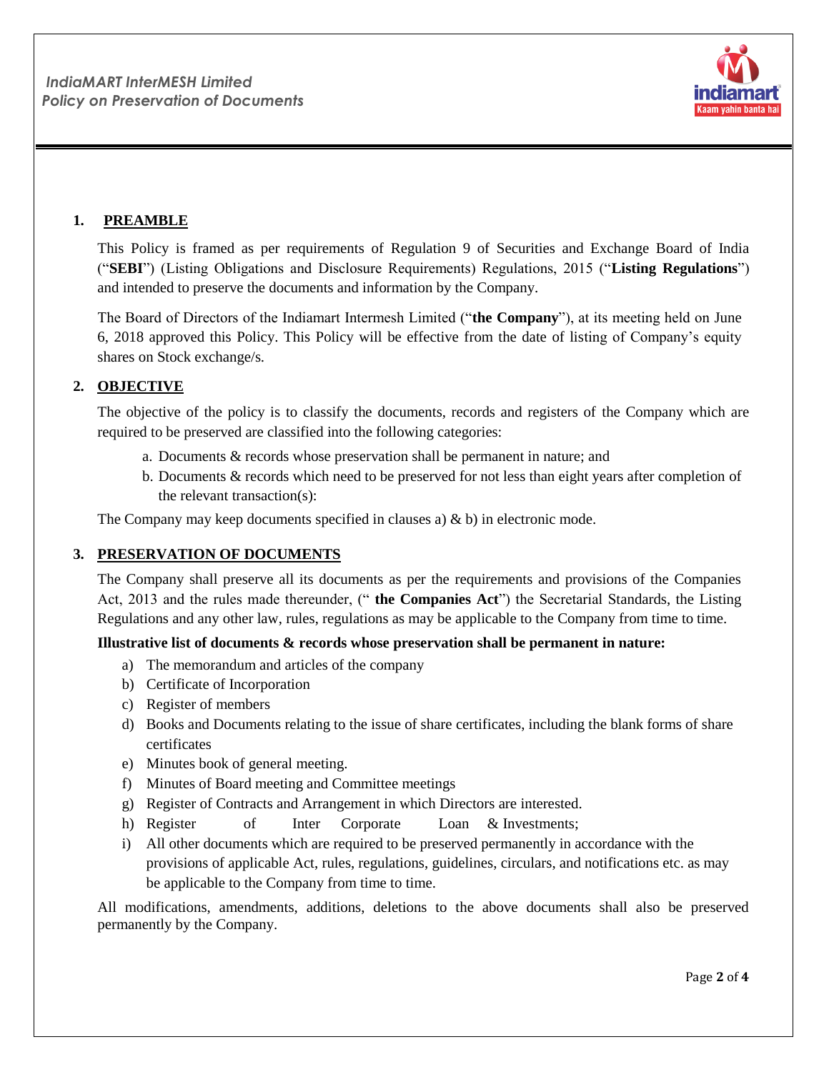## 1. PREAMBLE

This Policy is framed as per requirements of Regulation 9 of Securities and Exchange Board of India ("**SEBI**") (Listing Obligations and Disclosure Requirements) Regulations, 2015 ("**Listing Regulations**") and intended to preserve the documents and information by the Company.

The Board of Directors of the Indiamart Intermesh Limited ("**the Company**"), at its meeting held on June 6, 2018 approved this Policy. This Policy will be effective from the date of listing of Company's equity shares on Stock exchange/s.

## 2. OBJECTIVE

The objective of the policy is to classify the documents, records and registers of the Company which are required to be preserved are classified into the following categories:

a. Documents & records whose preservation shall be permanent in nature; and
b. Documents & records which need to be preserved for not less than eight years after completion of the relevant transaction(s):

The Company may keep documents specified in clauses a) & b) in electronic mode.

## 3. PRESERVATION OF DOCUMENTS

The Company shall preserve all its documents as per the requirements and provisions of the Companies Act, 2013 and the rules made thereunder, (" **the Companies Act**") the Secretarial Standards, the Listing Regulations and any other law, rules, regulations as may be applicable to the Company from time to time.

**Illustrative list of documents & records whose preservation shall be permanent in nature:**

a) The memorandum and articles of the company
b) Certificate of Incorporation
c) Register of members
d) Books and Documents relating to the issue of share certificates, including the blank forms of share certificates
e) Minutes book of general meeting.
f) Minutes of Board meeting and Committee meetings
g) Register of Contracts and Arrangement in which Directors are interested.
h) Register of Inter Corporate Loan & Investments;
i) All other documents which are required to be preserved permanently in accordance with the provisions of applicable Act, rules, regulations, guidelines, circulars, and notifications etc. as may be applicable to the Company from time to time.

All modifications, amendments, additions, deletions to the above documents shall also be preserved permanently by the Company.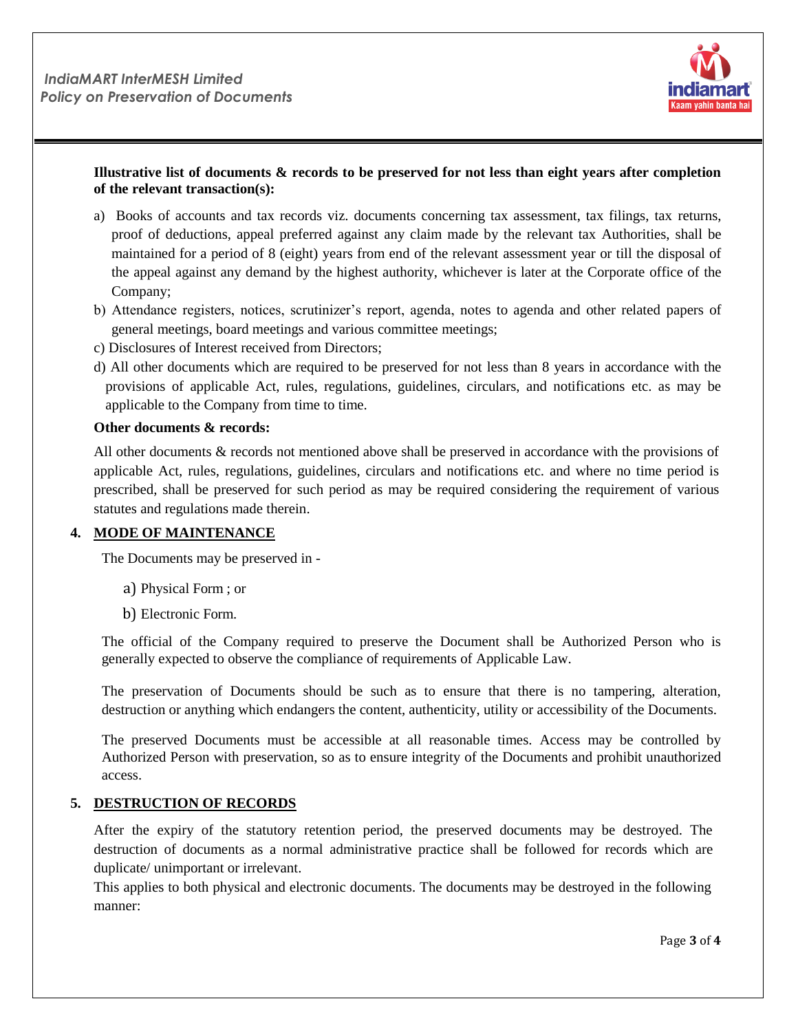**Illustrative list of documents & records to be preserved for not less than eight years after completion of the relevant transaction(s):**

a) Books of accounts and tax records viz. documents concerning tax assessment, tax filings, tax returns, proof of deductions, appeal preferred against any claim made by the relevant tax Authorities, shall be maintained for a period of 8 (eight) years from end of the relevant assessment year or till the disposal of the appeal against any demand by the highest authority, whichever is later at the Corporate office of the Company;

b) Attendance registers, notices, scrutinizer's report, agenda, notes to agenda and other related papers of general meetings, board meetings and various committee meetings;

c) Disclosures of Interest received from Directors;

d) All other documents which are required to be preserved for not less than 8 years in accordance with the provisions of applicable Act, rules, regulations, guidelines, circulars, and notifications etc. as may be applicable to the Company from time to time.

**Other documents & records:**

All other documents & records not mentioned above shall be preserved in accordance with the provisions of applicable Act, rules, regulations, guidelines, circulars and notifications etc. and where no time period is prescribed, shall be preserved for such period as may be required considering the requirement of various statutes and regulations made therein.

## 4. MODE OF MAINTENANCE

The Documents may be preserved in -

a) Physical Form ; or

b) Electronic Form.

The official of the Company required to preserve the Document shall be Authorized Person who is generally expected to observe the compliance of requirements of Applicable Law.

The preservation of Documents should be such as to ensure that there is no tampering, alteration, destruction or anything which endangers the content, authenticity, utility or accessibility of the Documents.

The preserved Documents must be accessible at all reasonable times. Access may be controlled by Authorized Person with preservation, so as to ensure integrity of the Documents and prohibit unauthorized access.

## 5. DESTRUCTION OF RECORDS

After the expiry of the statutory retention period, the preserved documents may be destroyed. The destruction of documents as a normal administrative practice shall be followed for records which are duplicate/ unimportant or irrelevant.

This applies to both physical and electronic documents. The documents may be destroyed in the following manner: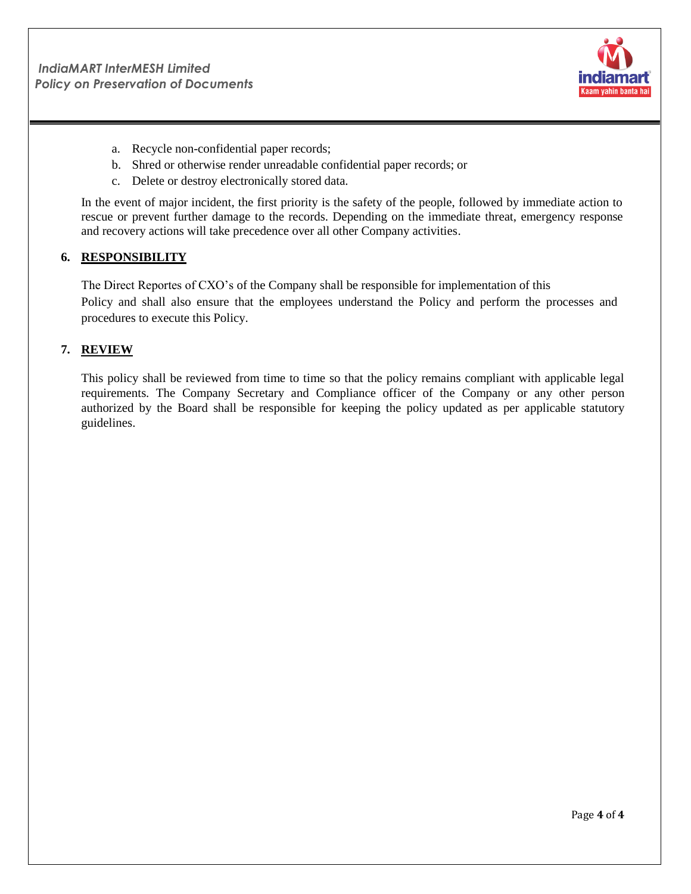a. Recycle non-confidential paper records;
b. Shred or otherwise render unreadable confidential paper records; or
c. Delete or destroy electronically stored data.

In the event of major incident, the first priority is the safety of the people, followed by immediate action to rescue or prevent further damage to the records. Depending on the immediate threat, emergency response and recovery actions will take precedence over all other Company activities.

## 6. RESPONSIBILITY

The Direct Reportes of CXO's of the Company shall be responsible for implementation of this Policy and shall also ensure that the employees understand the Policy and perform the processes and procedures to execute this Policy.

## 7. REVIEW

This policy shall be reviewed from time to time so that the policy remains compliant with applicable legal requirements. The Company Secretary and Compliance officer of the Company or any other person authorized by the Board shall be responsible for keeping the policy updated as per applicable statutory guidelines.